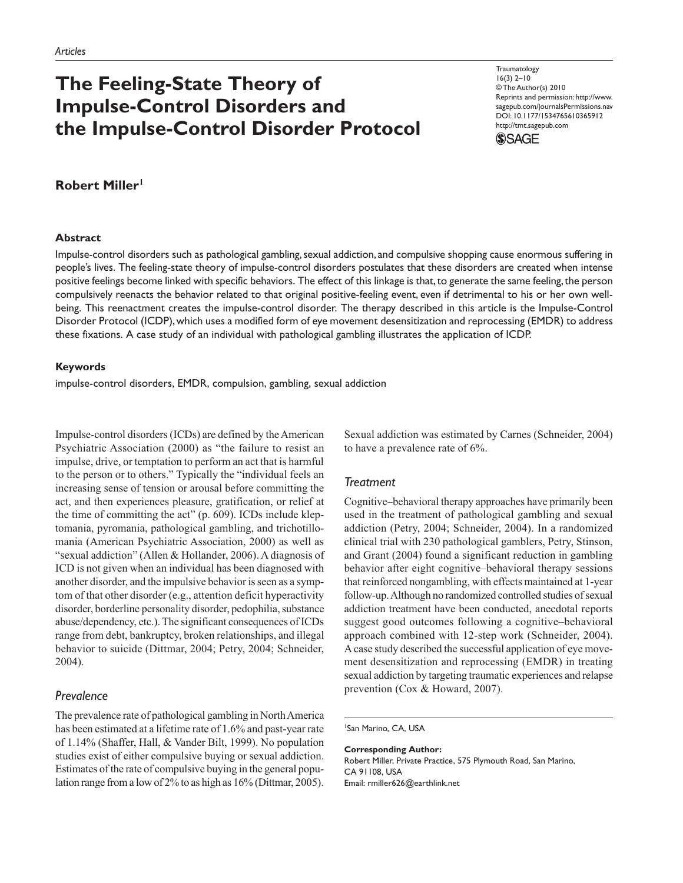*Articles*

# The Feeling-State Theory of Impulse-Control Disorders and the Impulse-Control Disorder Protocol

Traumatology
16(3) 2–10
© The Author(s) 2010
Reprints and permission: http://www.sagepub.com/journalsPermissions.nav
DOI: 10.1177/1534765610365912
http://tmt.sagepub.com

**Robert Miller**[1]

### Abstract

Impulse-control disorders such as pathological gambling, sexual addiction, and compulsive shopping cause enormous suffering in people's lives. The feeling-state theory of impulse-control disorders postulates that these disorders are created when intense positive feelings become linked with specific behaviors. The effect of this linkage is that, to generate the same feeling, the person compulsively reenacts the behavior related to that original positive-feeling event, even if detrimental to his or her own well-being. This reenactment creates the impulse-control disorder. The therapy described in this article is the Impulse-Control Disorder Protocol (ICDP), which uses a modified form of eye movement desensitization and reprocessing (EMDR) to address these fixations. A case study of an individual with pathological gambling illustrates the application of ICDP.

### Keywords

impulse-control disorders, EMDR, compulsion, gambling, sexual addiction

Impulse-control disorders (ICDs) are defined by the American Psychiatric Association (2000) as "the failure to resist an impulse, drive, or temptation to perform an act that is harmful to the person or to others." Typically the "individual feels an increasing sense of tension or arousal before committing the act, and then experiences pleasure, gratification, or relief at the time of committing the act" (p. 609). ICDs include kleptomania, pyromania, pathological gambling, and trichotillomania (American Psychiatric Association, 2000) as well as "sexual addiction" (Allen & Hollander, 2006). A diagnosis of ICD is not given when an individual has been diagnosed with another disorder, and the impulsive behavior is seen as a symptom of that other disorder (e.g., attention deficit hyperactivity disorder, borderline personality disorder, pedophilia, substance abuse/dependency, etc.). The significant consequences of ICDs range from debt, bankruptcy, broken relationships, and illegal behavior to suicide (Dittmar, 2004; Petry, 2004; Schneider, 2004).

## *Prevalence*

The prevalence rate of pathological gambling in North America has been estimated at a lifetime rate of 1.6% and past-year rate of 1.14% (Shaffer, Hall, & Vander Bilt, 1999). No population studies exist of either compulsive buying or sexual addiction. Estimates of the rate of compulsive buying in the general population range from a low of 2% to as high as 16% (Dittmar, 2005). Sexual addiction was estimated by Carnes (Schneider, 2004) to have a prevalence rate of 6%.

## *Treatment*

Cognitive–behavioral therapy approaches have primarily been used in the treatment of pathological gambling and sexual addiction (Petry, 2004; Schneider, 2004). In a randomized clinical trial with 230 pathological gamblers, Petry, Stinson, and Grant (2004) found a significant reduction in gambling behavior after eight cognitive–behavioral therapy sessions that reinforced nongambling, with effects maintained at 1-year follow-up. Although no randomized controlled studies of sexual addiction treatment have been conducted, anecdotal reports suggest good outcomes following a cognitive–behavioral approach combined with 12-step work (Schneider, 2004). A case study described the successful application of eye movement desensitization and reprocessing (EMDR) in treating sexual addiction by targeting traumatic experiences and relapse prevention (Cox & Howard, 2007).

[1]San Marino, CA, USA

**Corresponding Author:**
Robert Miller, Private Practice, 575 Plymouth Road, San Marino, CA 91108, USA
Email: rmiller626@earthlink.net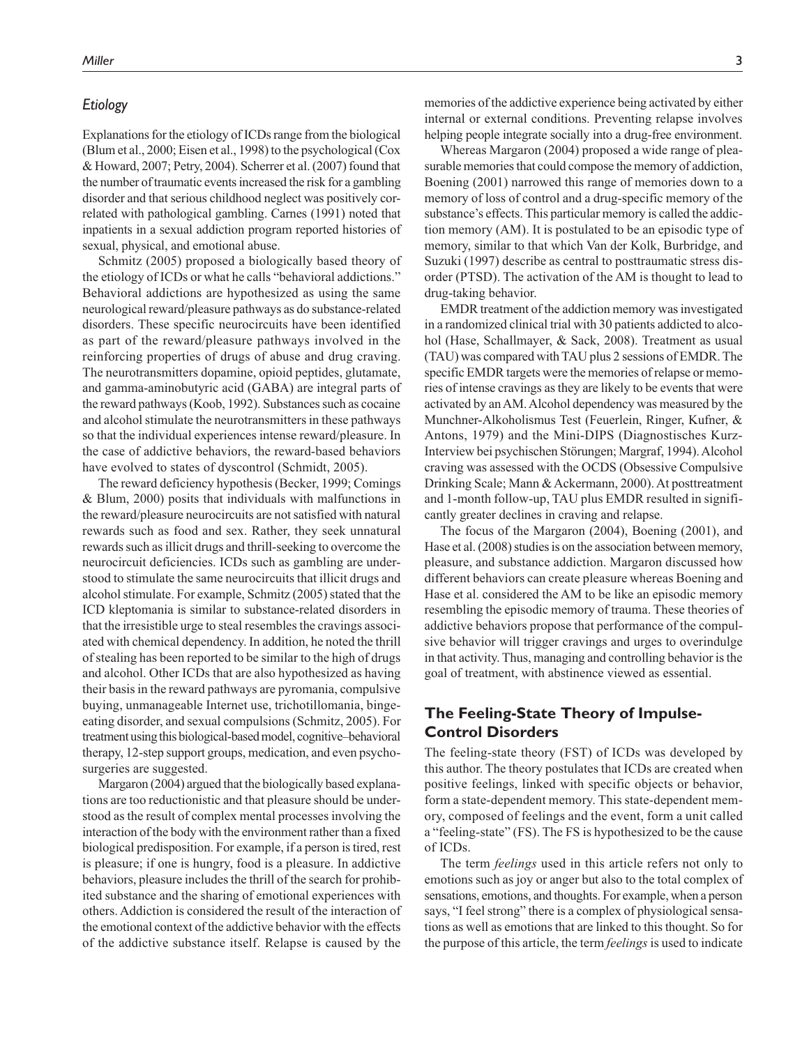### Etiology

Explanations for the etiology of ICDs range from the biological (Blum et al., 2000; Eisen et al., 1998) to the psychological (Cox & Howard, 2007; Petry, 2004). Scherrer et al. (2007) found that the number of traumatic events increased the risk for a gambling disorder and that serious childhood neglect was positively correlated with pathological gambling. Carnes (1991) noted that inpatients in a sexual addiction program reported histories of sexual, physical, and emotional abuse.

Schmitz (2005) proposed a biologically based theory of the etiology of ICDs or what he calls "behavioral addictions." Behavioral addictions are hypothesized as using the same neurological reward/pleasure pathways as do substance-related disorders. These specific neurocircuits have been identified as part of the reward/pleasure pathways involved in the reinforcing properties of drugs of abuse and drug craving. The neurotransmitters dopamine, opioid peptides, glutamate, and gamma-aminobutyric acid (GABA) are integral parts of the reward pathways (Koob, 1992). Substances such as cocaine and alcohol stimulate the neurotransmitters in these pathways so that the individual experiences intense reward/pleasure. In the case of addictive behaviors, the reward-based behaviors have evolved to states of dyscontrol (Schmidt, 2005).

The reward deficiency hypothesis (Becker, 1999; Comings & Blum, 2000) posits that individuals with malfunctions in the reward/pleasure neurocircuits are not satisfied with natural rewards such as food and sex. Rather, they seek unnatural rewards such as illicit drugs and thrill-seeking to overcome the neurocircuit deficiencies. ICDs such as gambling are understood to stimulate the same neurocircuits that illicit drugs and alcohol stimulate. For example, Schmitz (2005) stated that the ICD kleptomania is similar to substance-related disorders in that the irresistible urge to steal resembles the cravings associated with chemical dependency. In addition, he noted the thrill of stealing has been reported to be similar to the high of drugs and alcohol. Other ICDs that are also hypothesized as having their basis in the reward pathways are pyromania, compulsive buying, unmanageable Internet use, trichotillomania, binge-eating disorder, and sexual compulsions (Schmitz, 2005). For treatment using this biological-based model, cognitive–behavioral therapy, 12-step support groups, medication, and even psychosurgeries are suggested.

Margaron (2004) argued that the biologically based explanations are too reductionistic and that pleasure should be understood as the result of complex mental processes involving the interaction of the body with the environment rather than a fixed biological predisposition. For example, if a person is tired, rest is pleasure; if one is hungry, food is a pleasure. In addictive behaviors, pleasure includes the thrill of the search for prohibited substance and the sharing of emotional experiences with others. Addiction is considered the result of the interaction of the emotional context of the addictive behavior with the effects of the addictive substance itself. Relapse is caused by the memories of the addictive experience being activated by either internal or external conditions. Preventing relapse involves helping people integrate socially into a drug-free environment.

Whereas Margaron (2004) proposed a wide range of pleasurable memories that could compose the memory of addiction, Boening (2001) narrowed this range of memories down to a memory of loss of control and a drug-specific memory of the substance's effects. This particular memory is called the addiction memory (AM). It is postulated to be an episodic type of memory, similar to that which Van der Kolk, Burbridge, and Suzuki (1997) describe as central to posttraumatic stress disorder (PTSD). The activation of the AM is thought to lead to drug-taking behavior.

EMDR treatment of the addiction memory was investigated in a randomized clinical trial with 30 patients addicted to alcohol (Hase, Schallmayer, & Sack, 2008). Treatment as usual (TAU) was compared with TAU plus 2 sessions of EMDR. The specific EMDR targets were the memories of relapse or memories of intense cravings as they are likely to be events that were activated by an AM. Alcohol dependency was measured by the Munchner-Alkoholismus Test (Feuerlein, Ringer, Kufner, & Antons, 1979) and the Mini-DIPS (Diagnostisches Kurz-Interview bei psychischen Störungen; Margraf, 1994). Alcohol craving was assessed with the OCDS (Obsessive Compulsive Drinking Scale; Mann & Ackermann, 2000). At posttreatment and 1-month follow-up, TAU plus EMDR resulted in significantly greater declines in craving and relapse.

The focus of the Margaron (2004), Boening (2001), and Hase et al. (2008) studies is on the association between memory, pleasure, and substance addiction. Margaron discussed how different behaviors can create pleasure whereas Boening and Hase et al. considered the AM to be like an episodic memory resembling the episodic memory of trauma. These theories of addictive behaviors propose that performance of the compulsive behavior will trigger cravings and urges to overindulge in that activity. Thus, managing and controlling behavior is the goal of treatment, with abstinence viewed as essential.

## The Feeling-State Theory of Impulse-Control Disorders

The feeling-state theory (FST) of ICDs was developed by this author. The theory postulates that ICDs are created when positive feelings, linked with specific objects or behavior, form a state-dependent memory. This state-dependent memory, composed of feelings and the event, form a unit called a "feeling-state" (FS). The FS is hypothesized to be the cause of ICDs.

The term *feelings* used in this article refers not only to emotions such as joy or anger but also to the total complex of sensations, emotions, and thoughts. For example, when a person says, "I feel strong" there is a complex of physiological sensations as well as emotions that are linked to this thought. So for the purpose of this article, the term *feelings* is used to indicate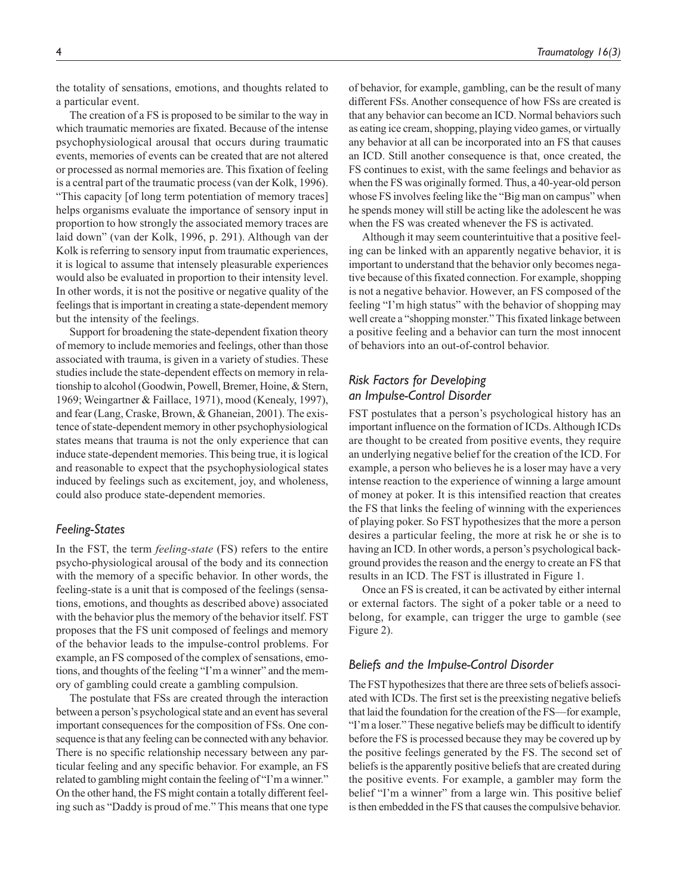the totality of sensations, emotions, and thoughts related to a particular event.

The creation of a FS is proposed to be similar to the way in which traumatic memories are fixated. Because of the intense psychophysiological arousal that occurs during traumatic events, memories of events can be created that are not altered or processed as normal memories are. This fixation of feeling is a central part of the traumatic process (van der Kolk, 1996). "This capacity [of long term potentiation of memory traces] helps organisms evaluate the importance of sensory input in proportion to how strongly the associated memory traces are laid down" (van der Kolk, 1996, p. 291). Although van der Kolk is referring to sensory input from traumatic experiences, it is logical to assume that intensely pleasurable experiences would also be evaluated in proportion to their intensity level. In other words, it is not the positive or negative quality of the feelings that is important in creating a state-dependent memory but the intensity of the feelings.

Support for broadening the state-dependent fixation theory of memory to include memories and feelings, other than those associated with trauma, is given in a variety of studies. These studies include the state-dependent effects on memory in relationship to alcohol (Goodwin, Powell, Bremer, Hoine, & Stern, 1969; Weingartner & Faillace, 1971), mood (Kenealy, 1997), and fear (Lang, Craske, Brown, & Ghaneian, 2001). The existence of state-dependent memory in other psychophysiological states means that trauma is not the only experience that can induce state-dependent memories. This being true, it is logical and reasonable to expect that the psychophysiological states induced by feelings such as excitement, joy, and wholeness, could also produce state-dependent memories.

### Feeling-States

In the FST, the term *feeling-state* (FS) refers to the entire psycho-physiological arousal of the body and its connection with the memory of a specific behavior. In other words, the feeling-state is a unit that is composed of the feelings (sensations, emotions, and thoughts as described above) associated with the behavior plus the memory of the behavior itself. FST proposes that the FS unit composed of feelings and memory of the behavior leads to the impulse-control problems. For example, an FS composed of the complex of sensations, emotions, and thoughts of the feeling "I'm a winner" and the memory of gambling could create a gambling compulsion.

The postulate that FSs are created through the interaction between a person's psychological state and an event has several important consequences for the composition of FSs. One consequence is that any feeling can be connected with any behavior. There is no specific relationship necessary between any particular feeling and any specific behavior. For example, an FS related to gambling might contain the feeling of "I'm a winner." On the other hand, the FS might contain a totally different feeling such as "Daddy is proud of me." This means that one type of behavior, for example, gambling, can be the result of many different FSs. Another consequence of how FSs are created is that any behavior can become an ICD. Normal behaviors such as eating ice cream, shopping, playing video games, or virtually any behavior at all can be incorporated into an FS that causes an ICD. Still another consequence is that, once created, the FS continues to exist, with the same feelings and behavior as when the FS was originally formed. Thus, a 40-year-old person whose FS involves feeling like the "Big man on campus" when he spends money will still be acting like the adolescent he was when the FS was created whenever the FS is activated.

Although it may seem counterintuitive that a positive feeling can be linked with an apparently negative behavior, it is important to understand that the behavior only becomes negative because of this fixated connection. For example, shopping is not a negative behavior. However, an FS composed of the feeling "I'm high status" with the behavior of shopping may well create a "shopping monster." This fixated linkage between a positive feeling and a behavior can turn the most innocent of behaviors into an out-of-control behavior.

### Risk Factors for Developing an Impulse-Control Disorder

FST postulates that a person's psychological history has an important influence on the formation of ICDs. Although ICDs are thought to be created from positive events, they require an underlying negative belief for the creation of the ICD. For example, a person who believes he is a loser may have a very intense reaction to the experience of winning a large amount of money at poker. It is this intensified reaction that creates the FS that links the feeling of winning with the experiences of playing poker. So FST hypothesizes that the more a person desires a particular feeling, the more at risk he or she is to having an ICD. In other words, a person's psychological background provides the reason and the energy to create an FS that results in an ICD. The FST is illustrated in Figure 1.

Once an FS is created, it can be activated by either internal or external factors. The sight of a poker table or a need to belong, for example, can trigger the urge to gamble (see Figure 2).

### Beliefs and the Impulse-Control Disorder

The FST hypothesizes that there are three sets of beliefs associated with ICDs. The first set is the preexisting negative beliefs that laid the foundation for the creation of the FS—for example, "I'm a loser." These negative beliefs may be difficult to identify before the FS is processed because they may be covered up by the positive feelings generated by the FS. The second set of beliefs is the apparently positive beliefs that are created during the positive events. For example, a gambler may form the belief "I'm a winner" from a large win. This positive belief is then embedded in the FS that causes the compulsive behavior.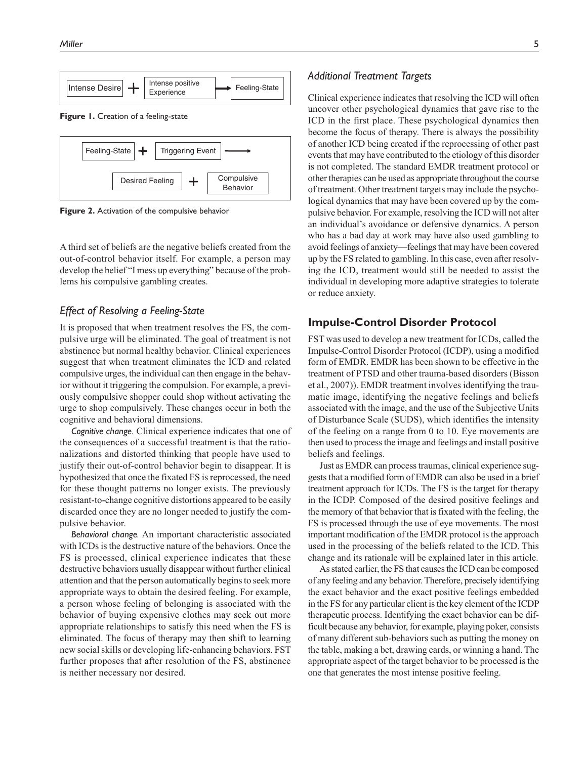Intense Desire + Intense positive Experience → Feeling-State

**Figure 1.** Creation of a feeling-state

Feeling-State + Triggering Event →

Desired Feeling + Compulsive Behavior

**Figure 2.** Activation of the compulsive behavior

A third set of beliefs are the negative beliefs created from the out-of-control behavior itself. For example, a person may develop the belief "I mess up everything" because of the problems his compulsive gambling creates.

### Effect of Resolving a Feeling-State

It is proposed that when treatment resolves the FS, the compulsive urge will be eliminated. The goal of treatment is not abstinence but normal healthy behavior. Clinical experiences suggest that when treatment eliminates the ICD and related compulsive urges, the individual can then engage in the behavior without it triggering the compulsion. For example, a previously compulsive shopper could shop without activating the urge to shop compulsively. These changes occur in both the cognitive and behavioral dimensions.

*Cognitive change.* Clinical experience indicates that one of the consequences of a successful treatment is that the rationalizations and distorted thinking that people have used to justify their out-of-control behavior begin to disappear. It is hypothesized that once the fixated FS is reprocessed, the need for these thought patterns no longer exists. The previously resistant-to-change cognitive distortions appeared to be easily discarded once they are no longer needed to justify the compulsive behavior.

*Behavioral change.* An important characteristic associated with ICDs is the destructive nature of the behaviors. Once the FS is processed, clinical experience indicates that these destructive behaviors usually disappear without further clinical attention and that the person automatically begins to seek more appropriate ways to obtain the desired feeling. For example, a person whose feeling of belonging is associated with the behavior of buying expensive clothes may seek out more appropriate relationships to satisfy this need when the FS is eliminated. The focus of therapy may then shift to learning new social skills or developing life-enhancing behaviors. FST further proposes that after resolution of the FS, abstinence is neither necessary nor desired.

### Additional Treatment Targets

Clinical experience indicates that resolving the ICD will often uncover other psychological dynamics that gave rise to the ICD in the first place. These psychological dynamics then become the focus of therapy. There is always the possibility of another ICD being created if the reprocessing of other past events that may have contributed to the etiology of this disorder is not completed. The standard EMDR treatment protocol or other therapies can be used as appropriate throughout the course of treatment. Other treatment targets may include the psychological dynamics that may have been covered up by the compulsive behavior. For example, resolving the ICD will not alter an individual's avoidance or defensive dynamics. A person who has a bad day at work may have also used gambling to avoid feelings of anxiety—feelings that may have been covered up by the FS related to gambling. In this case, even after resolving the ICD, treatment would still be needed to assist the individual in developing more adaptive strategies to tolerate or reduce anxiety.

## Impulse-Control Disorder Protocol

FST was used to develop a new treatment for ICDs, called the Impulse-Control Disorder Protocol (ICDP), using a modified form of EMDR. EMDR has been shown to be effective in the treatment of PTSD and other trauma-based disorders (Bisson et al., 2007)). EMDR treatment involves identifying the traumatic image, identifying the negative feelings and beliefs associated with the image, and the use of the Subjective Units of Disturbance Scale (SUDS), which identifies the intensity of the feeling on a range from 0 to 10. Eye movements are then used to process the image and feelings and install positive beliefs and feelings.

Just as EMDR can process traumas, clinical experience suggests that a modified form of EMDR can also be used in a brief treatment approach for ICDs. The FS is the target for therapy in the ICDP. Composed of the desired positive feelings and the memory of that behavior that is fixated with the feeling, the FS is processed through the use of eye movements. The most important modification of the EMDR protocol is the approach used in the processing of the beliefs related to the ICD. This change and its rationale will be explained later in this article.

As stated earlier, the FS that causes the ICD can be composed of any feeling and any behavior. Therefore, precisely identifying the exact behavior and the exact positive feelings embedded in the FS for any particular client is the key element of the ICDP therapeutic process. Identifying the exact behavior can be difficult because any behavior, for example, playing poker, consists of many different sub-behaviors such as putting the money on the table, making a bet, drawing cards, or winning a hand. The appropriate aspect of the target behavior to be processed is the one that generates the most intense positive feeling.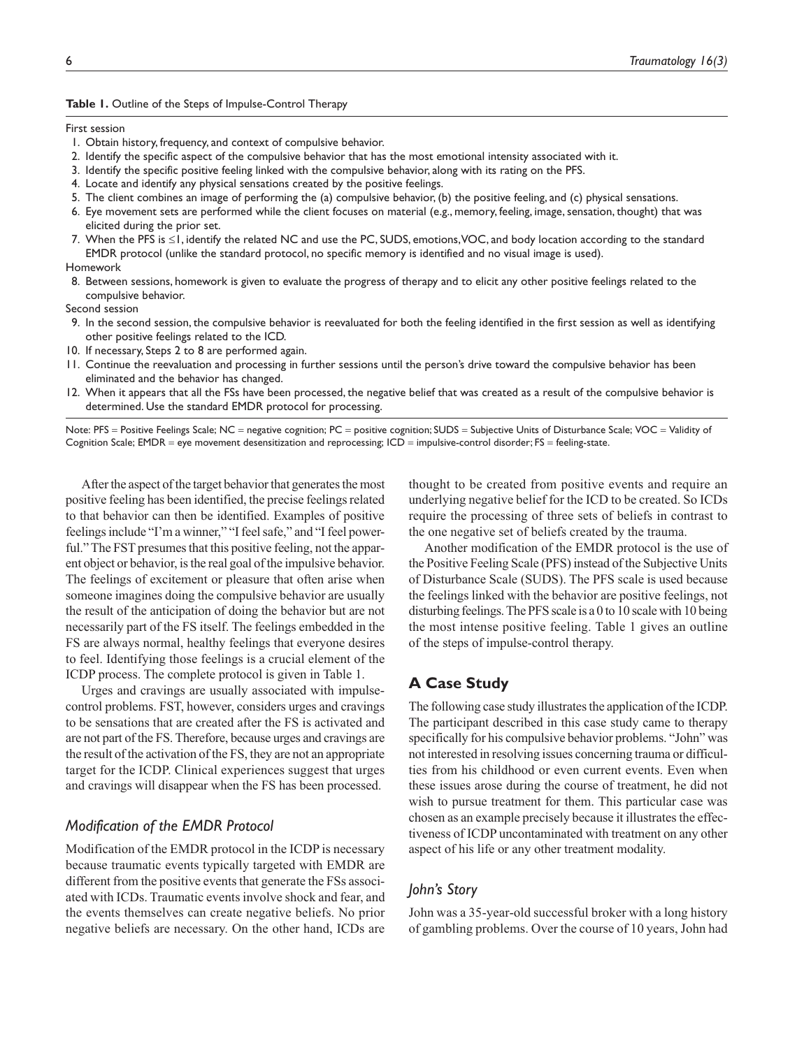**Table 1.** Outline of the Steps of Impulse-Control Therapy

First session

1. Obtain history, frequency, and context of compulsive behavior.
2. Identify the specific aspect of the compulsive behavior that has the most emotional intensity associated with it.
3. Identify the specific positive feeling linked with the compulsive behavior, along with its rating on the PFS.
4. Locate and identify any physical sensations created by the positive feelings.
5. The client combines an image of performing the (a) compulsive behavior, (b) the positive feeling, and (c) physical sensations.
6. Eye movement sets are performed while the client focuses on material (e.g., memory, feeling, image, sensation, thought) that was elicited during the prior set.
7. When the PFS is ≤1, identify the related NC and use the PC, SUDS, emotions, VOC, and body location according to the standard EMDR protocol (unlike the standard protocol, no specific memory is identified and no visual image is used).

Homework

8. Between sessions, homework is given to evaluate the progress of therapy and to elicit any other positive feelings related to the compulsive behavior.

Second session

9. In the second session, the compulsive behavior is reevaluated for both the feeling identified in the first session as well as identifying other positive feelings related to the ICD.
10. If necessary, Steps 2 to 8 are performed again.
11. Continue the reevaluation and processing in further sessions until the person's drive toward the compulsive behavior has been eliminated and the behavior has changed.
12. When it appears that all the FSs have been processed, the negative belief that was created as a result of the compulsive behavior is determined. Use the standard EMDR protocol for processing.

Note: PFS = Positive Feelings Scale; NC = negative cognition; PC = positive cognition; SUDS = Subjective Units of Disturbance Scale; VOC = Validity of Cognition Scale; EMDR = eye movement desensitization and reprocessing; ICD = impulsive-control disorder; FS = feeling-state.

After the aspect of the target behavior that generates the most positive feeling has been identified, the precise feelings related to that behavior can then be identified. Examples of positive feelings include "I'm a winner," "I feel safe," and "I feel powerful." The FST presumes that this positive feeling, not the apparent object or behavior, is the real goal of the impulsive behavior. The feelings of excitement or pleasure that often arise when someone imagines doing the compulsive behavior are usually the result of the anticipation of doing the behavior but are not necessarily part of the FS itself. The feelings embedded in the FS are always normal, healthy feelings that everyone desires to feel. Identifying those feelings is a crucial element of the ICDP process. The complete protocol is given in Table 1.

Urges and cravings are usually associated with impulse-control problems. FST, however, considers urges and cravings to be sensations that are created after the FS is activated and are not part of the FS. Therefore, because urges and cravings are the result of the activation of the FS, they are not an appropriate target for the ICDP. Clinical experiences suggest that urges and cravings will disappear when the FS has been processed.

### *Modification of the EMDR Protocol*

Modification of the EMDR protocol in the ICDP is necessary because traumatic events typically targeted with EMDR are different from the positive events that generate the FSs associated with ICDs. Traumatic events involve shock and fear, and the events themselves can create negative beliefs. No prior negative beliefs are necessary. On the other hand, ICDs are thought to be created from positive events and require an underlying negative belief for the ICD to be created. So ICDs require the processing of three sets of beliefs in contrast to the one negative set of beliefs created by the trauma.

Another modification of the EMDR protocol is the use of the Positive Feeling Scale (PFS) instead of the Subjective Units of Disturbance Scale (SUDS). The PFS scale is used because the feelings linked with the behavior are positive feelings, not disturbing feelings. The PFS scale is a 0 to 10 scale with 10 being the most intense positive feeling. Table 1 gives an outline of the steps of impulse-control therapy.

## A Case Study

The following case study illustrates the application of the ICDP. The participant described in this case study came to therapy specifically for his compulsive behavior problems. "John" was not interested in resolving issues concerning trauma or difficulties from his childhood or even current events. Even when these issues arose during the course of treatment, he did not wish to pursue treatment for them. This particular case was chosen as an example precisely because it illustrates the effectiveness of ICDP uncontaminated with treatment on any other aspect of his life or any other treatment modality.

### *John's Story*

John was a 35-year-old successful broker with a long history of gambling problems. Over the course of 10 years, John had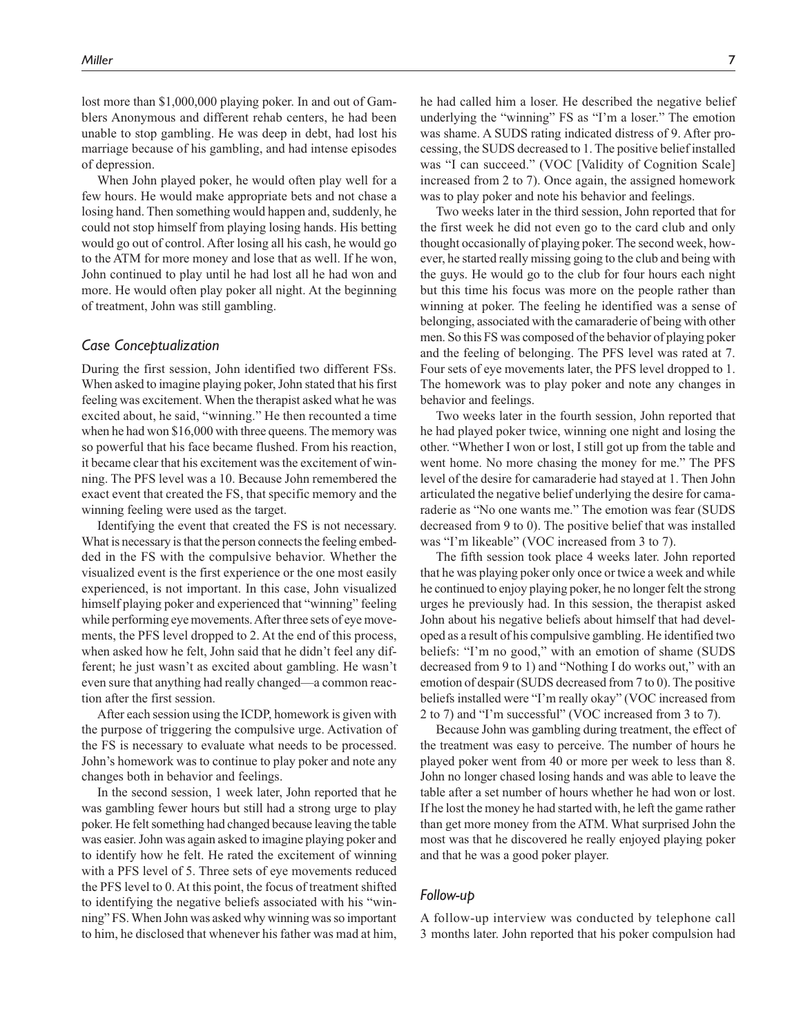lost more than $1,000,000 playing poker. In and out of Gamblers Anonymous and different rehab centers, he had been unable to stop gambling. He was deep in debt, had lost his marriage because of his gambling, and had intense episodes of depression.

When John played poker, he would often play well for a few hours. He would make appropriate bets and not chase a losing hand. Then something would happen and, suddenly, he could not stop himself from playing losing hands. His betting would go out of control. After losing all his cash, he would go to the ATM for more money and lose that as well. If he won, John continued to play until he had lost all he had won and more. He would often play poker all night. At the beginning of treatment, John was still gambling.

### *Case Conceptualization*

During the first session, John identified two different FSs. When asked to imagine playing poker, John stated that his first feeling was excitement. When the therapist asked what he was excited about, he said, "winning." He then recounted a time when he had won $16,000 with three queens. The memory was so powerful that his face became flushed. From his reaction, it became clear that his excitement was the excitement of winning. The PFS level was a 10. Because John remembered the exact event that created the FS, that specific memory and the winning feeling were used as the target.

Identifying the event that created the FS is not necessary. What is necessary is that the person connects the feeling embedded in the FS with the compulsive behavior. Whether the visualized event is the first experience or the one most easily experienced, is not important. In this case, John visualized himself playing poker and experienced that "winning" feeling while performing eye movements. After three sets of eye movements, the PFS level dropped to 2. At the end of this process, when asked how he felt, John said that he didn't feel any different; he just wasn't as excited about gambling. He wasn't even sure that anything had really changed—a common reaction after the first session.

After each session using the ICDP, homework is given with the purpose of triggering the compulsive urge. Activation of the FS is necessary to evaluate what needs to be processed. John's homework was to continue to play poker and note any changes both in behavior and feelings.

In the second session, 1 week later, John reported that he was gambling fewer hours but still had a strong urge to play poker. He felt something had changed because leaving the table was easier. John was again asked to imagine playing poker and to identify how he felt. He rated the excitement of winning with a PFS level of 5. Three sets of eye movements reduced the PFS level to 0. At this point, the focus of treatment shifted to identifying the negative beliefs associated with his "winning" FS. When John was asked why winning was so important to him, he disclosed that whenever his father was mad at him, he had called him a loser. He described the negative belief underlying the "winning" FS as "I'm a loser." The emotion was shame. A SUDS rating indicated distress of 9. After processing, the SUDS decreased to 1. The positive belief installed was "I can succeed." (VOC [Validity of Cognition Scale] increased from 2 to 7). Once again, the assigned homework was to play poker and note his behavior and feelings.

Two weeks later in the third session, John reported that for the first week he did not even go to the card club and only thought occasionally of playing poker. The second week, however, he started really missing going to the club and being with the guys. He would go to the club for four hours each night but this time his focus was more on the people rather than winning at poker. The feeling he identified was a sense of belonging, associated with the camaraderie of being with other men. So this FS was composed of the behavior of playing poker and the feeling of belonging. The PFS level was rated at 7. Four sets of eye movements later, the PFS level dropped to 1. The homework was to play poker and note any changes in behavior and feelings.

Two weeks later in the fourth session, John reported that he had played poker twice, winning one night and losing the other. "Whether I won or lost, I still got up from the table and went home. No more chasing the money for me." The PFS level of the desire for camaraderie had stayed at 1. Then John articulated the negative belief underlying the desire for camaraderie as "No one wants me." The emotion was fear (SUDS decreased from 9 to 0). The positive belief that was installed was "I'm likeable" (VOC increased from 3 to 7).

The fifth session took place 4 weeks later. John reported that he was playing poker only once or twice a week and while he continued to enjoy playing poker, he no longer felt the strong urges he previously had. In this session, the therapist asked John about his negative beliefs about himself that had developed as a result of his compulsive gambling. He identified two beliefs: "I'm no good," with an emotion of shame (SUDS decreased from 9 to 1) and "Nothing I do works out," with an emotion of despair (SUDS decreased from 7 to 0). The positive beliefs installed were "I'm really okay" (VOC increased from 2 to 7) and "I'm successful" (VOC increased from 3 to 7).

Because John was gambling during treatment, the effect of the treatment was easy to perceive. The number of hours he played poker went from 40 or more per week to less than 8. John no longer chased losing hands and was able to leave the table after a set number of hours whether he had won or lost. If he lost the money he had started with, he left the game rather than get more money from the ATM. What surprised John the most was that he discovered he really enjoyed playing poker and that he was a good poker player.

### *Follow-up*

A follow-up interview was conducted by telephone call 3 months later. John reported that his poker compulsion had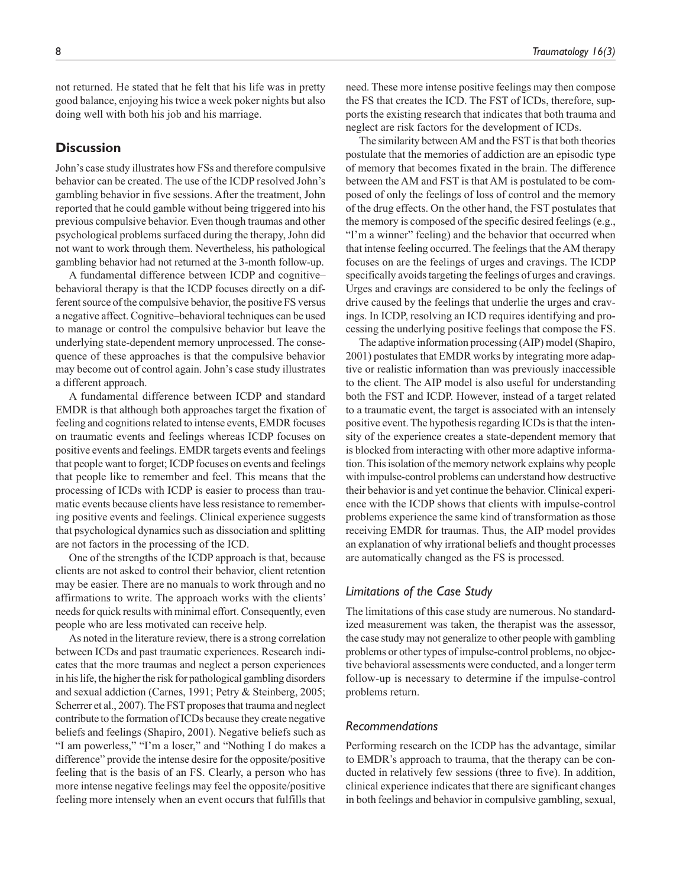not returned. He stated that he felt that his life was in pretty good balance, enjoying his twice a week poker nights but also doing well with both his job and his marriage.

## Discussion

John's case study illustrates how FSs and therefore compulsive behavior can be created. The use of the ICDP resolved John's gambling behavior in five sessions. After the treatment, John reported that he could gamble without being triggered into his previous compulsive behavior. Even though traumas and other psychological problems surfaced during the therapy, John did not want to work through them. Nevertheless, his pathological gambling behavior had not returned at the 3-month follow-up.

A fundamental difference between ICDP and cognitive–behavioral therapy is that the ICDP focuses directly on a different source of the compulsive behavior, the positive FS versus a negative affect. Cognitive–behavioral techniques can be used to manage or control the compulsive behavior but leave the underlying state-dependent memory unprocessed. The consequence of these approaches is that the compulsive behavior may become out of control again. John's case study illustrates a different approach.

A fundamental difference between ICDP and standard EMDR is that although both approaches target the fixation of feeling and cognitions related to intense events, EMDR focuses on traumatic events and feelings whereas ICDP focuses on positive events and feelings. EMDR targets events and feelings that people want to forget; ICDP focuses on events and feelings that people like to remember and feel. This means that the processing of ICDs with ICDP is easier to process than traumatic events because clients have less resistance to remembering positive events and feelings. Clinical experience suggests that psychological dynamics such as dissociation and splitting are not factors in the processing of the ICD.

One of the strengths of the ICDP approach is that, because clients are not asked to control their behavior, client retention may be easier. There are no manuals to work through and no affirmations to write. The approach works with the clients' needs for quick results with minimal effort. Consequently, even people who are less motivated can receive help.

As noted in the literature review, there is a strong correlation between ICDs and past traumatic experiences. Research indicates that the more traumas and neglect a person experiences in his life, the higher the risk for pathological gambling disorders and sexual addiction (Carnes, 1991; Petry & Steinberg, 2005; Scherrer et al., 2007). The FST proposes that trauma and neglect contribute to the formation of ICDs because they create negative beliefs and feelings (Shapiro, 2001). Negative beliefs such as "I am powerless," "I'm a loser," and "Nothing I do makes a difference" provide the intense desire for the opposite/positive feeling that is the basis of an FS. Clearly, a person who has more intense negative feelings may feel the opposite/positive feeling more intensely when an event occurs that fulfills that need. These more intense positive feelings may then compose the FS that creates the ICD. The FST of ICDs, therefore, supports the existing research that indicates that both trauma and neglect are risk factors for the development of ICDs.

The similarity between AM and the FST is that both theories postulate that the memories of addiction are an episodic type of memory that becomes fixated in the brain. The difference between the AM and FST is that AM is postulated to be composed of only the feelings of loss of control and the memory of the drug effects. On the other hand, the FST postulates that the memory is composed of the specific desired feelings (e.g., "I'm a winner" feeling) and the behavior that occurred when that intense feeling occurred. The feelings that the AM therapy focuses on are the feelings of urges and cravings. The ICDP specifically avoids targeting the feelings of urges and cravings. Urges and cravings are considered to be only the feelings of drive caused by the feelings that underlie the urges and cravings. In ICDP, resolving an ICD requires identifying and processing the underlying positive feelings that compose the FS.

The adaptive information processing (AIP) model (Shapiro, 2001) postulates that EMDR works by integrating more adaptive or realistic information than was previously inaccessible to the client. The AIP model is also useful for understanding both the FST and ICDP. However, instead of a target related to a traumatic event, the target is associated with an intensely positive event. The hypothesis regarding ICDs is that the intensity of the experience creates a state-dependent memory that is blocked from interacting with other more adaptive information. This isolation of the memory network explains why people with impulse-control problems can understand how destructive their behavior is and yet continue the behavior. Clinical experience with the ICDP shows that clients with impulse-control problems experience the same kind of transformation as those receiving EMDR for traumas. Thus, the AIP model provides an explanation of why irrational beliefs and thought processes are automatically changed as the FS is processed.

### *Limitations of the Case Study*

The limitations of this case study are numerous. No standardized measurement was taken, the therapist was the assessor, the case study may not generalize to other people with gambling problems or other types of impulse-control problems, no objective behavioral assessments were conducted, and a longer term follow-up is necessary to determine if the impulse-control problems return.

### *Recommendations*

Performing research on the ICDP has the advantage, similar to EMDR's approach to trauma, that the therapy can be conducted in relatively few sessions (three to five). In addition, clinical experience indicates that there are significant changes in both feelings and behavior in compulsive gambling, sexual,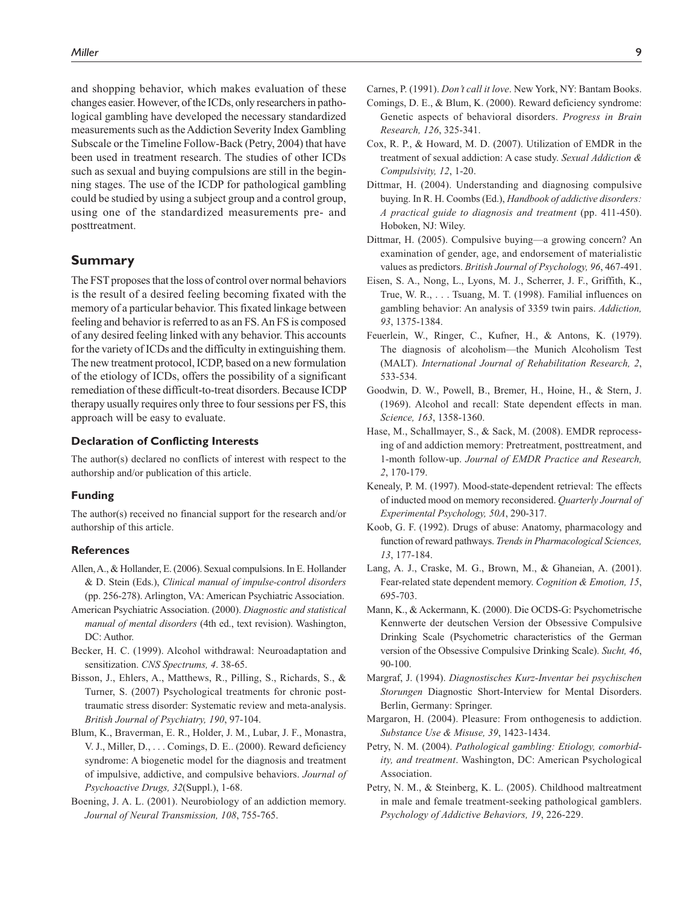and shopping behavior, which makes evaluation of these changes easier. However, of the ICDs, only researchers in pathological gambling have developed the necessary standardized measurements such as the Addiction Severity Index Gambling Subscale or the Timeline Follow-Back (Petry, 2004) that have been used in treatment research. The studies of other ICDs such as sexual and buying compulsions are still in the beginning stages. The use of the ICDP for pathological gambling could be studied by using a subject group and a control group, using one of the standardized measurements pre- and posttreatment.

## Summary

The FST proposes that the loss of control over normal behaviors is the result of a desired feeling becoming fixated with the memory of a particular behavior. This fixated linkage between feeling and behavior is referred to as an FS. An FS is composed of any desired feeling linked with any behavior. This accounts for the variety of ICDs and the difficulty in extinguishing them. The new treatment protocol, ICDP, based on a new formulation of the etiology of ICDs, offers the possibility of a significant remediation of these difficult-to-treat disorders. Because ICDP therapy usually requires only three to four sessions per FS, this approach will be easy to evaluate.

### Declaration of Conflicting Interests

The author(s) declared no conflicts of interest with respect to the authorship and/or publication of this article.

### Funding

The author(s) received no financial support for the research and/or authorship of this article.

### References

Allen, A., & Hollander, E. (2006). Sexual compulsions. In E. Hollander & D. Stein (Eds.), *Clinical manual of impulse-control disorders* (pp. 256-278). Arlington, VA: American Psychiatric Association.

American Psychiatric Association. (2000). *Diagnostic and statistical manual of mental disorders* (4th ed., text revision). Washington, DC: Author.

Becker, H. C. (1999). Alcohol withdrawal: Neuroadaptation and sensitization. *CNS Spectrums, 4*. 38-65.

Bisson, J., Ehlers, A., Matthews, R., Pilling, S., Richards, S., & Turner, S. (2007) Psychological treatments for chronic post-traumatic stress disorder: Systematic review and meta-analysis. *British Journal of Psychiatry, 190*, 97-104.

Blum, K., Braverman, E. R., Holder, J. M., Lubar, J. F., Monastra, V. J., Miller, D., . . . Comings, D. E.. (2000). Reward deficiency syndrome: A biogenetic model for the diagnosis and treatment of impulsive, addictive, and compulsive behaviors. *Journal of Psychoactive Drugs, 32*(Suppl.), 1-68.

Boening, J. A. L. (2001). Neurobiology of an addiction memory. *Journal of Neural Transmission, 108*, 755-765.

Carnes, P. (1991). *Don't call it love*. New York, NY: Bantam Books.

Comings, D. E., & Blum, K. (2000). Reward deficiency syndrome: Genetic aspects of behavioral disorders. *Progress in Brain Research, 126*, 325-341.

Cox, R. P., & Howard, M. D. (2007). Utilization of EMDR in the treatment of sexual addiction: A case study. *Sexual Addiction & Compulsivity, 12*, 1-20.

Dittmar, H. (2004). Understanding and diagnosing compulsive buying. In R. H. Coombs (Ed.), *Handbook of addictive disorders: A practical guide to diagnosis and treatment* (pp. 411-450). Hoboken, NJ: Wiley.

Dittmar, H. (2005). Compulsive buying—a growing concern? An examination of gender, age, and endorsement of materialistic values as predictors. *British Journal of Psychology, 96*, 467-491.

Eisen, S. A., Nong, L., Lyons, M. J., Scherrer, J. F., Griffith, K., True, W. R., . . . Tsuang, M. T. (1998). Familial influences on gambling behavior: An analysis of 3359 twin pairs. *Addiction, 93*, 1375-1384.

Feuerlein, W., Ringer, C., Kufner, H., & Antons, K. (1979). The diagnosis of alcoholism—the Munich Alcoholism Test (MALT). *International Journal of Rehabilitation Research, 2*, 533-534.

Goodwin, D. W., Powell, B., Bremer, H., Hoine, H., & Stern, J. (1969). Alcohol and recall: State dependent effects in man. *Science, 163*, 1358-1360.

Hase, M., Schallmayer, S., & Sack, M. (2008). EMDR reprocessing of and addiction memory: Pretreatment, posttreatment, and 1-month follow-up. *Journal of EMDR Practice and Research, 2*, 170-179.

Kenealy, P. M. (1997). Mood-state-dependent retrieval: The effects of inducted mood on memory reconsidered. *Quarterly Journal of Experimental Psychology, 50A*, 290-317.

Koob, G. F. (1992). Drugs of abuse: Anatomy, pharmacology and function of reward pathways. *Trends in Pharmacological Sciences, 13*, 177-184.

Lang, A. J., Craske, M. G., Brown, M., & Ghaneian, A. (2001). Fear-related state dependent memory. *Cognition & Emotion, 15*, 695-703.

Mann, K., & Ackermann, K. (2000). Die OCDS-G: Psychometrische Kennwerte der deutschen Version der Obsessive Compulsive Drinking Scale (Psychometric characteristics of the German version of the Obsessive Compulsive Drinking Scale). *Sucht, 46*, 90-100.

Margraf, J. (1994). *Diagnostisches Kurz-Inventar bei psychischen Storungen* Diagnostic Short-Interview for Mental Disorders. Berlin, Germany: Springer.

Margaron, H. (2004). Pleasure: From onthogenesis to addiction. *Substance Use & Misuse, 39*, 1423-1434.

Petry, N. M. (2004). *Pathological gambling: Etiology, comorbidity, and treatment*. Washington, DC: American Psychological Association.

Petry, N. M., & Steinberg, K. L. (2005). Childhood maltreatment in male and female treatment-seeking pathological gamblers. *Psychology of Addictive Behaviors, 19*, 226-229.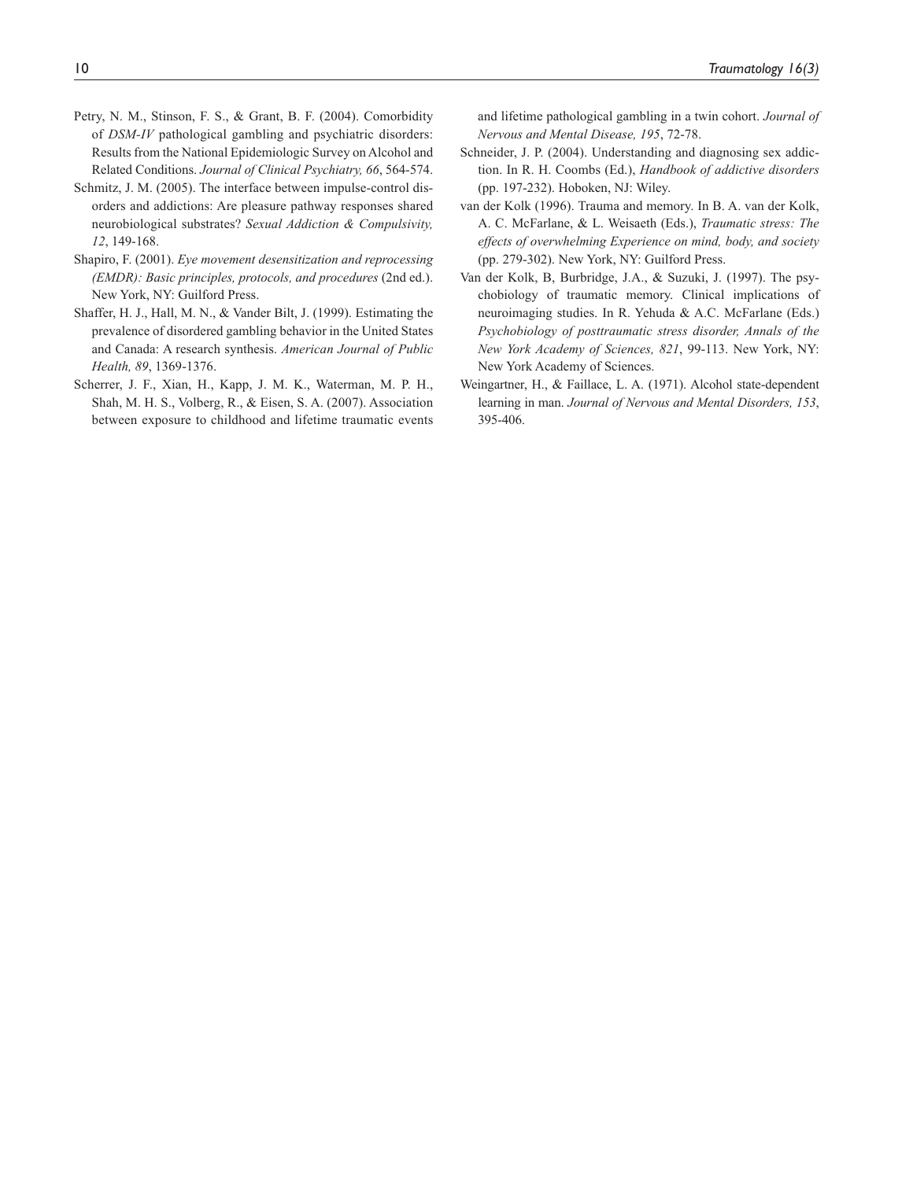Petry, N. M., Stinson, F. S., & Grant, B. F. (2004). Comorbidity of *DSM-IV* pathological gambling and psychiatric disorders: Results from the National Epidemiologic Survey on Alcohol and Related Conditions. *Journal of Clinical Psychiatry, 66*, 564-574.

Schmitz, J. M. (2005). The interface between impulse-control disorders and addictions: Are pleasure pathway responses shared neurobiological substrates? *Sexual Addiction & Compulsivity, 12*, 149-168.

Shapiro, F. (2001). *Eye movement desensitization and reprocessing (EMDR): Basic principles, protocols, and procedures* (2nd ed.). New York, NY: Guilford Press.

Shaffer, H. J., Hall, M. N., & Vander Bilt, J. (1999). Estimating the prevalence of disordered gambling behavior in the United States and Canada: A research synthesis. *American Journal of Public Health, 89*, 1369-1376.

Scherrer, J. F., Xian, H., Kapp, J. M. K., Waterman, M. P. H., Shah, M. H. S., Volberg, R., & Eisen, S. A. (2007). Association between exposure to childhood and lifetime traumatic events and lifetime pathological gambling in a twin cohort. *Journal of Nervous and Mental Disease, 195*, 72-78.

Schneider, J. P. (2004). Understanding and diagnosing sex addiction. In R. H. Coombs (Ed.), *Handbook of addictive disorders* (pp. 197-232). Hoboken, NJ: Wiley.

van der Kolk (1996). Trauma and memory. In B. A. van der Kolk, A. C. McFarlane, & L. Weisaeth (Eds.), *Traumatic stress: The effects of overwhelming Experience on mind, body, and society* (pp. 279-302). New York, NY: Guilford Press.

Van der Kolk, B, Burbridge, J.A., & Suzuki, J. (1997). The psychobiology of traumatic memory. Clinical implications of neuroimaging studies. In R. Yehuda & A.C. McFarlane (Eds.) *Psychobiology of posttraumatic stress disorder, Annals of the New York Academy of Sciences, 821*, 99-113. New York, NY: New York Academy of Sciences.

Weingartner, H., & Faillace, L. A. (1971). Alcohol state-dependent learning in man. *Journal of Nervous and Mental Disorders, 153*, 395-406.